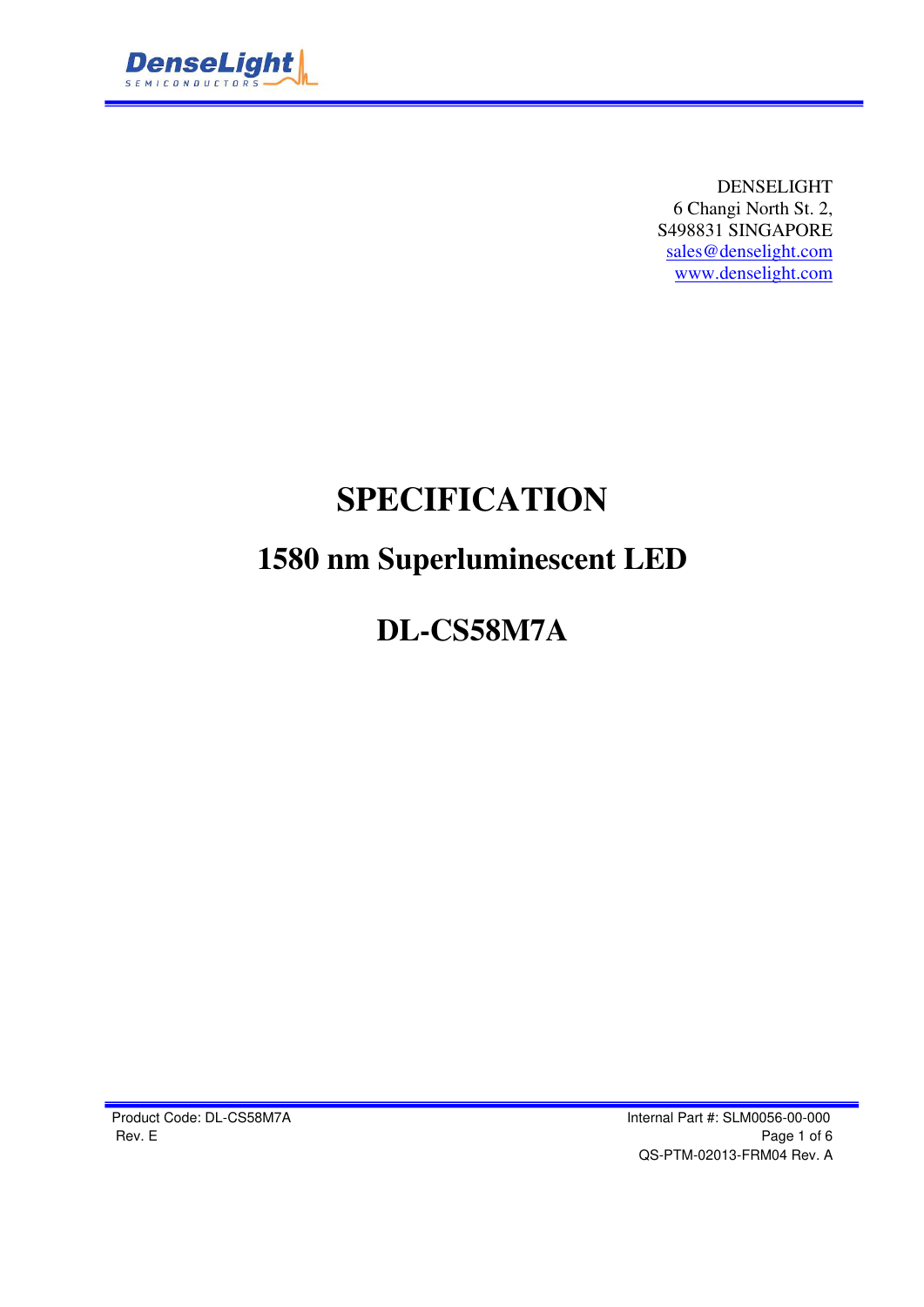DENSELIGHT
6 Changi North St. 2,
S498831 SINGAPORE
sales@denselight.com
www.denselight.com

# SPECIFICATION

## 1580 nm Superluminescent LED

## DL-CS58M7A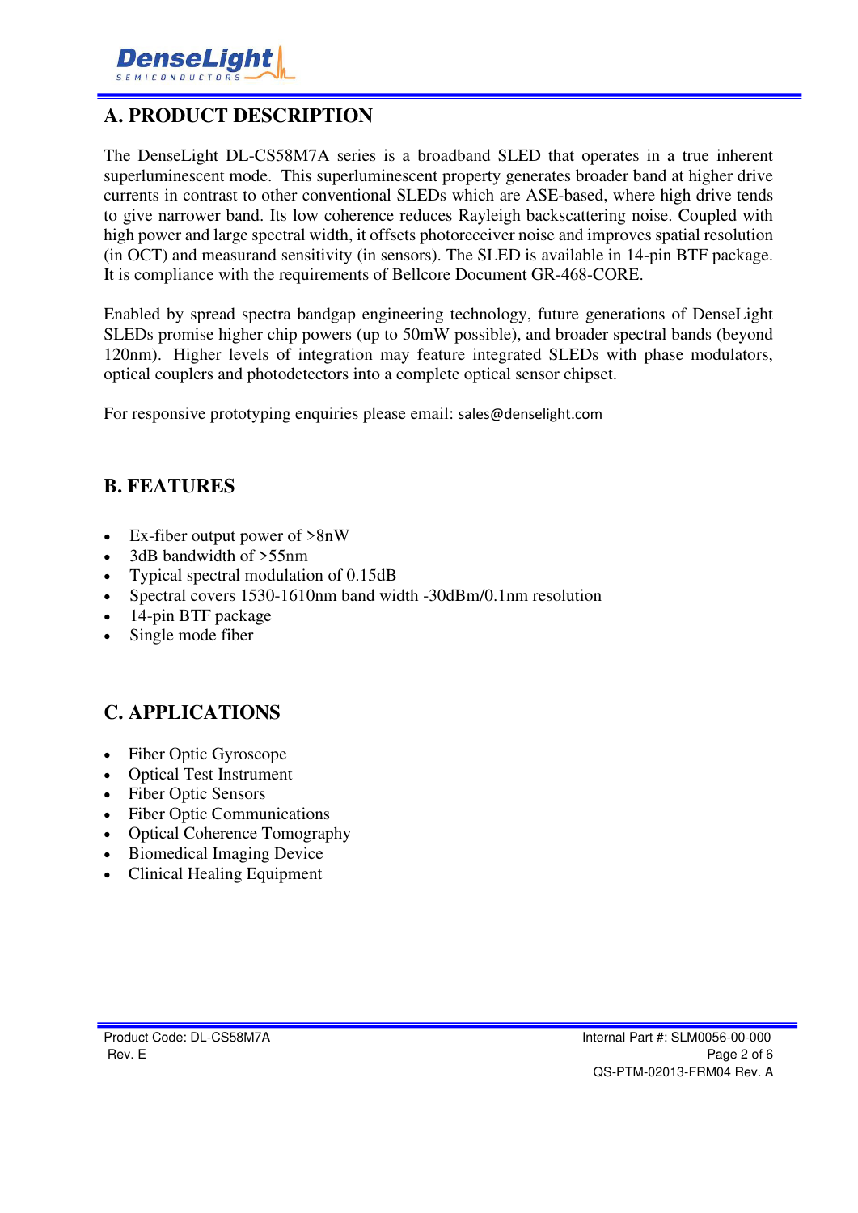## A. PRODUCT DESCRIPTION

The DenseLight DL-CS58M7A series is a broadband SLED that operates in a true inherent superluminescent mode. This superluminescent property generates broader band at higher drive currents in contrast to other conventional SLEDs which are ASE-based, where high drive tends to give narrower band. Its low coherence reduces Rayleigh backscattering noise. Coupled with high power and large spectral width, it offsets photoreceiver noise and improves spatial resolution (in OCT) and measurand sensitivity (in sensors). The SLED is available in 14-pin BTF package. It is compliance with the requirements of Bellcore Document GR-468-CORE.

Enabled by spread spectra bandgap engineering technology, future generations of DenseLight SLEDs promise higher chip powers (up to 50mW possible), and broader spectral bands (beyond 120nm). Higher levels of integration may feature integrated SLEDs with phase modulators, optical couplers and photodetectors into a complete optical sensor chipset.

For responsive prototyping enquiries please email: sales@denselight.com

## B. FEATURES

- Ex-fiber output power of >8nW
- 3dB bandwidth of >55nm
- Typical spectral modulation of 0.15dB
- Spectral covers 1530-1610nm band width -30dBm/0.1nm resolution
- 14-pin BTF package
- Single mode fiber

## C. APPLICATIONS

- Fiber Optic Gyroscope
- Optical Test Instrument
- Fiber Optic Sensors
- Fiber Optic Communications
- Optical Coherence Tomography
- Biomedical Imaging Device
- Clinical Healing Equipment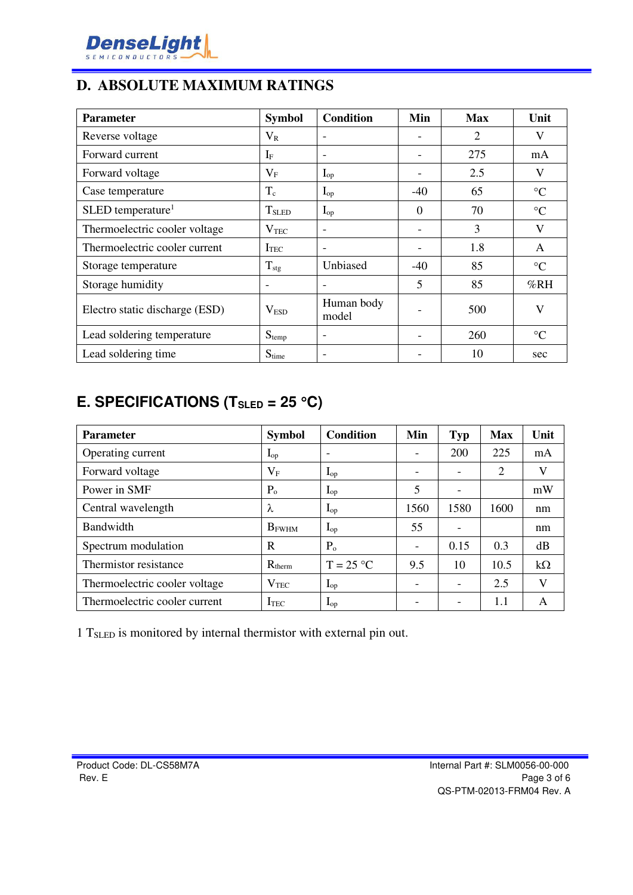## D. ABSOLUTE MAXIMUM RATINGS

| Parameter | Symbol | Condition | Min | Max | Unit |
|---|---|---|---|---|---|
| Reverse voltage | $V_R$ | - | - | 2 | V |
| Forward current | $I_F$ | - | - | 275 | mA |
| Forward voltage | $V_F$ | $I_{op}$ | - | 2.5 | V |
| Case temperature | $T_c$ | $I_{op}$ | -40 | 65 | °C |
| SLED temperature[1] | $T_{SLED}$ | $I_{op}$ | 0 | 70 | °C |
| Thermoelectric cooler voltage | $V_{TEC}$ | - | - | 3 | V |
| Thermoelectric cooler current | $I_{TEC}$ | - | - | 1.8 | A |
| Storage temperature | $T_{stg}$ | Unbiased | -40 | 85 | °C |
| Storage humidity | - | - | 5 | 85 | %RH |
| Electro static discharge (ESD) | $V_{ESD}$ | Human body model | - | 500 | V |
| Lead soldering temperature | $S_{temp}$ | - | - | 260 | °C |
| Lead soldering time | $S_{time}$ | - | - | 10 | sec |

## E. SPECIFICATIONS ($T_{SLED}$ = 25 °C)

| Parameter | Symbol | Condition | Min | Typ | Max | Unit |
|---|---|---|---|---|---|---|
| Operating current | $I_{op}$ | - | - | 200 | 225 | mA |
| Forward voltage | $V_F$ | $I_{op}$ | - | - | 2 | V |
| Power in SMF | $P_o$ | $I_{op}$ | 5 | - | | mW |
| Central wavelength | $\lambda$ | $I_{op}$ | 1560 | 1580 | 1600 | nm |
| Bandwidth | $B_{FWHM}$ | $I_{op}$ | 55 | - | | nm |
| Spectrum modulation | R | $P_o$ | - | 0.15 | 0.3 | dB |
| Thermistor resistance | $R_{therm}$ | T = 25 °C | 9.5 | 10 | 10.5 | kΩ |
| Thermoelectric cooler voltage | $V_{TEC}$ | $I_{op}$ | - | - | 2.5 | V |
| Thermoelectric cooler current | $I_{TEC}$ | $I_{op}$ | - | - | 1.1 | A |

1 $T_{SLED}$ is monitored by internal thermistor with external pin out.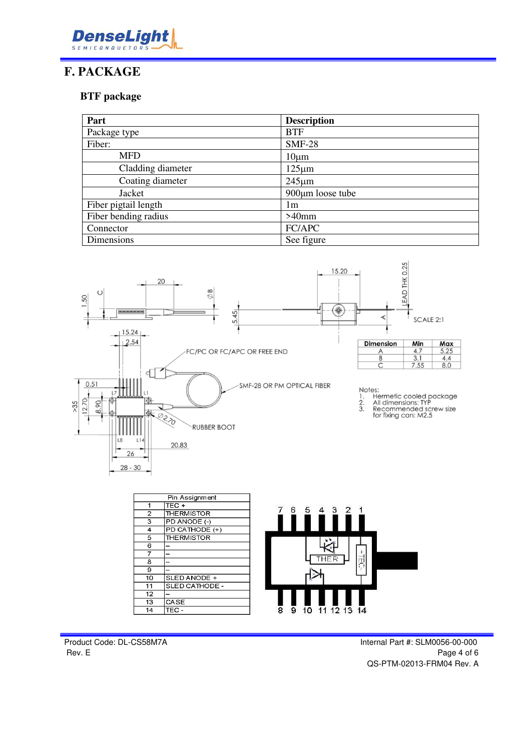# F. PACKAGE

### BTF package

| Part | Description |
|---|---|
| Package type | BTF |
| Fiber: | SMF-28 |
| MFD | 10µm |
| Cladding diameter | 125µm |
| Coating diameter | 245µm |
| Jacket | 900µm loose tube |
| Fiber pigtail length | 1m |
| Fiber bending radius | >40mm |
| Connector | FC/APC |
| Dimensions | See figure |

| Dimension | Min | Max |
|---|---|---|
| A | 4.7 | 5.25 |
| B | 3.1 | 4.4 |
| C | 7.55 | 8.0 |

Notes:
1. Hermetic cooled package
2. All dimensions: TYP
3. Recommended screw size for fixing can: M2.5

| Pin Assignment | |
|---|---|
| 1 | TEC + |
| 2 | THERMISTOR |
| 3 | PD ANODE (-) |
| 4 | PD CATHODE (+) |
| 5 | THERMISTOR |
| 6 | – |
| 7 | – |
| 8 | – |
| 9 | – |
| 10 | SLED ANODE + |
| 11 | SLED CATHODE - |
| 12 | – |
| 13 | CASE |
| 14 | TEC - |

Product Code: DL-CS58M7A
Rev. E

Internal Part #: SLM0056-00-000
QS-PTM-02013-FRM04 Rev. A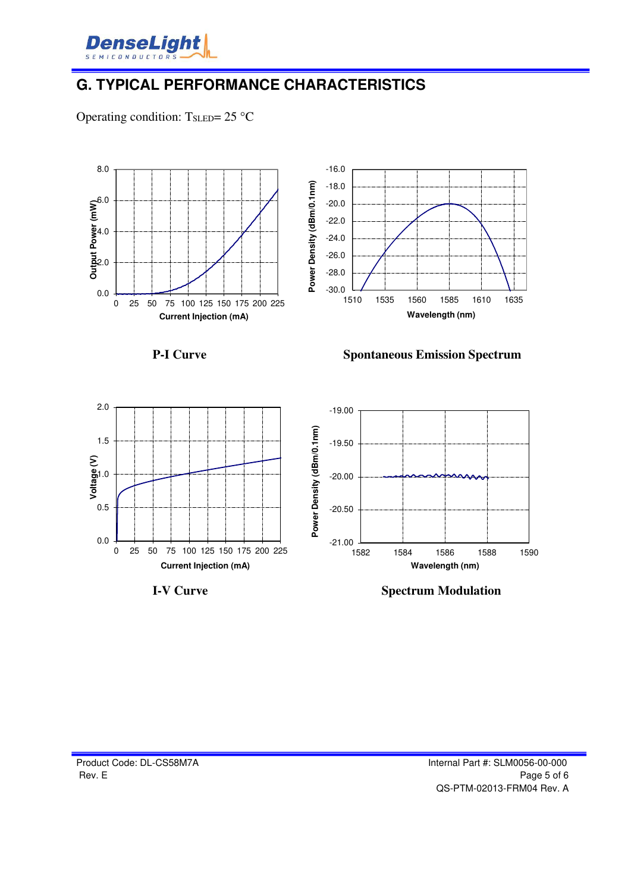## G. TYPICAL PERFORMANCE CHARACTERISTICS

Operating condition: $T_{SLED}$= 25 °C

**P-I Curve**

**Spontaneous Emission Spectrum**

**I-V Curve**

**Spectrum Modulation**

Product Code: DL-CS58M7A
Rev. E

Internal Part #: SLM0056-00-000
QS-PTM-02013-FRM04 Rev. A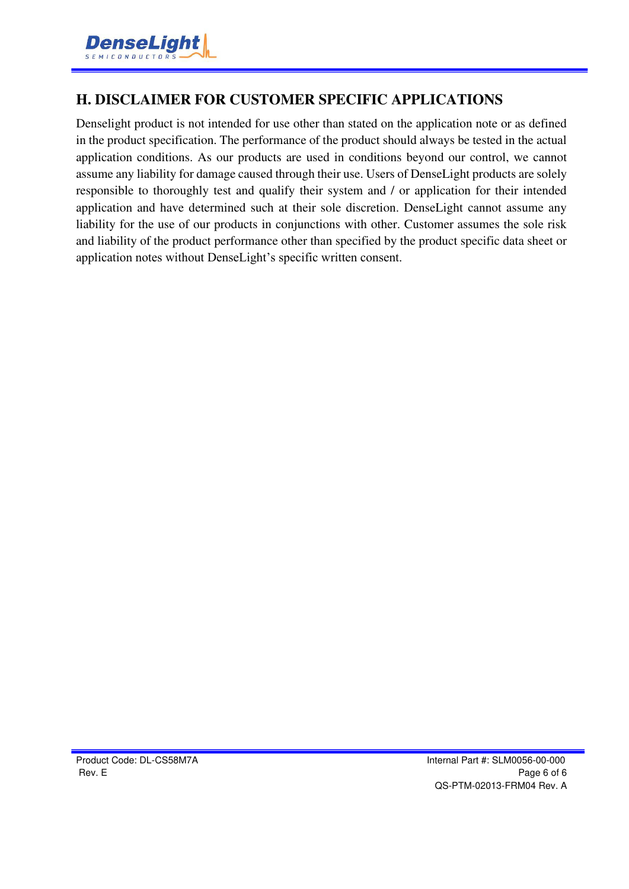## H. DISCLAIMER FOR CUSTOMER SPECIFIC APPLICATIONS

Denselight product is not intended for use other than stated on the application note or as defined in the product specification. The performance of the product should always be tested in the actual application conditions. As our products are used in conditions beyond our control, we cannot assume any liability for damage caused through their use. Users of DenseLight products are solely responsible to thoroughly test and qualify their system and / or application for their intended application and have determined such at their sole discretion. DenseLight cannot assume any liability for the use of our products in conjunctions with other. Customer assumes the sole risk and liability of the product performance other than specified by the product specific data sheet or application notes without DenseLight's specific written consent.